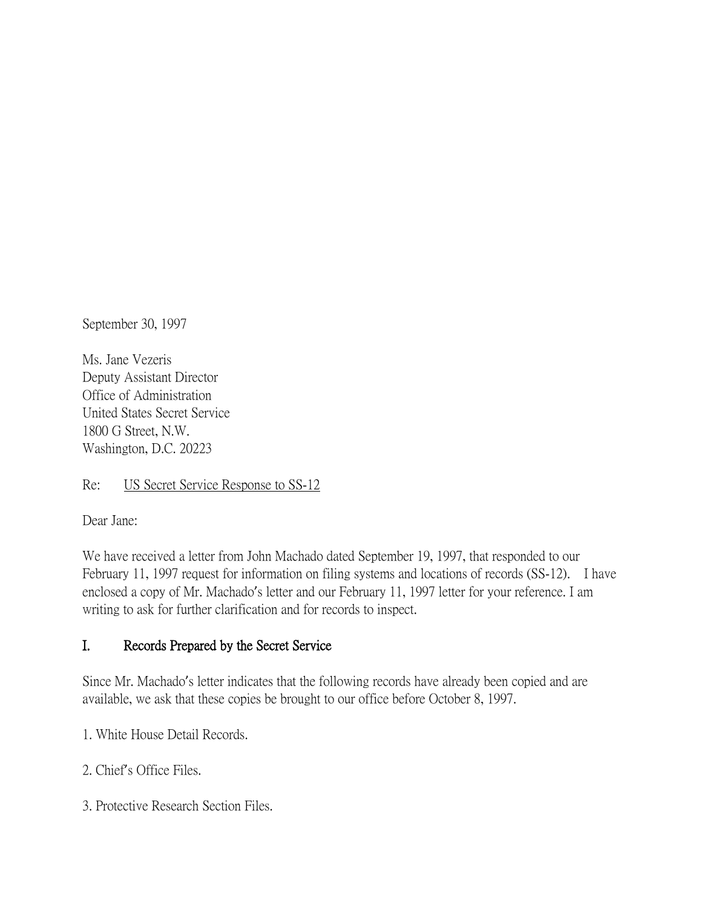September 30, 1997

Ms. Jane Vezeris
Deputy Assistant Director
Office of Administration
United States Secret Service
1800 G Street, N.W.
Washington, D.C. 20223

Re: US Secret Service Response to SS-12

Dear Jane:

We have received a letter from John Machado dated September 19, 1997, that responded to our February 11, 1997 request for information on filing systems and locations of records (SS-12). I have enclosed a copy of Mr. Machado's letter and our February 11, 1997 letter for your reference. I am writing to ask for further clarification and for records to inspect.

## I. Records Prepared by the Secret Service

Since Mr. Machado's letter indicates that the following records have already been copied and are available, we ask that these copies be brought to our office before October 8, 1997.

1. White House Detail Records.

2. Chief's Office Files.

3. Protective Research Section Files.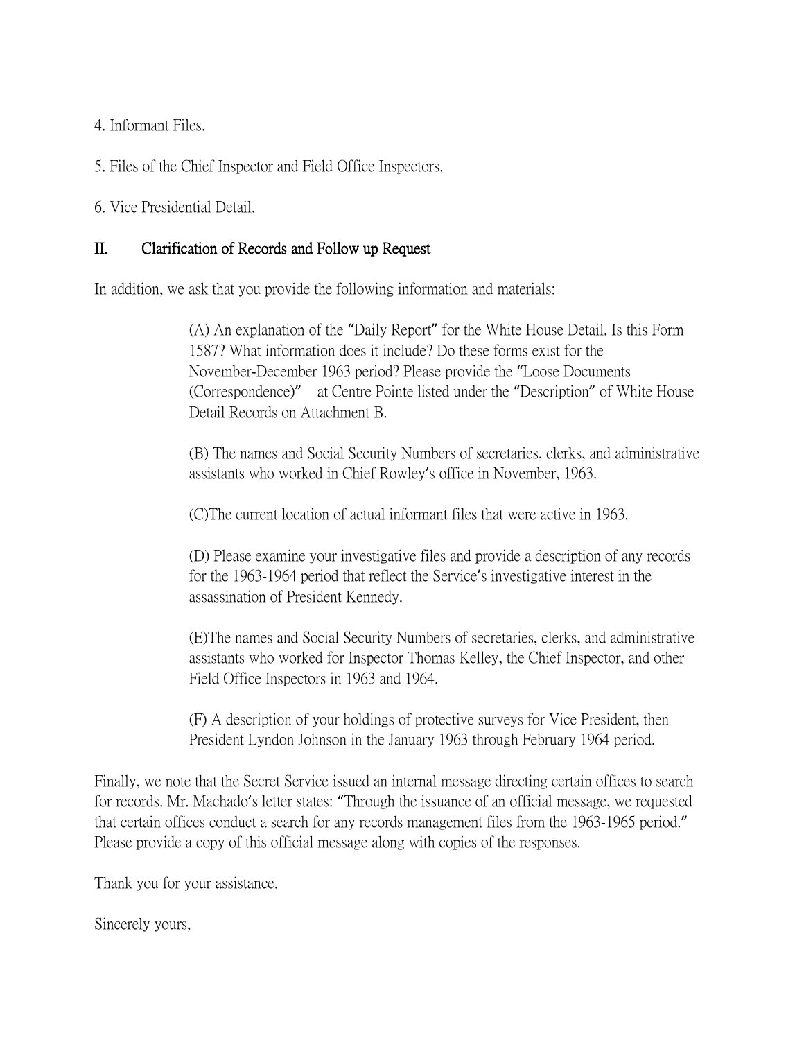4. Informant Files.

5. Files of the Chief Inspector and Field Office Inspectors.

6. Vice Presidential Detail.

## II. Clarification of Records and Follow up Request

In addition, we ask that you provide the following information and materials:

> (A) An explanation of the "Daily Report" for the White House Detail. Is this Form 1587? What information does it include? Do these forms exist for the November-December 1963 period? Please provide the "Loose Documents (Correspondence)" at Centre Pointe listed under the "Description" of White House Detail Records on Attachment B.
>
> (B) The names and Social Security Numbers of secretaries, clerks, and administrative assistants who worked in Chief Rowley's office in November, 1963.
>
> (C)The current location of actual informant files that were active in 1963.
>
> (D) Please examine your investigative files and provide a description of any records for the 1963-1964 period that reflect the Service's investigative interest in the assassination of President Kennedy.
>
> (E)The names and Social Security Numbers of secretaries, clerks, and administrative assistants who worked for Inspector Thomas Kelley, the Chief Inspector, and other Field Office Inspectors in 1963 and 1964.
>
> (F) A description of your holdings of protective surveys for Vice President, then President Lyndon Johnson in the January 1963 through February 1964 period.

Finally, we note that the Secret Service issued an internal message directing certain offices to search for records. Mr. Machado's letter states: "Through the issuance of an official message, we requested that certain offices conduct a search for any records management files from the 1963-1965 period." Please provide a copy of this official message along with copies of the responses.

Thank you for your assistance.

Sincerely yours,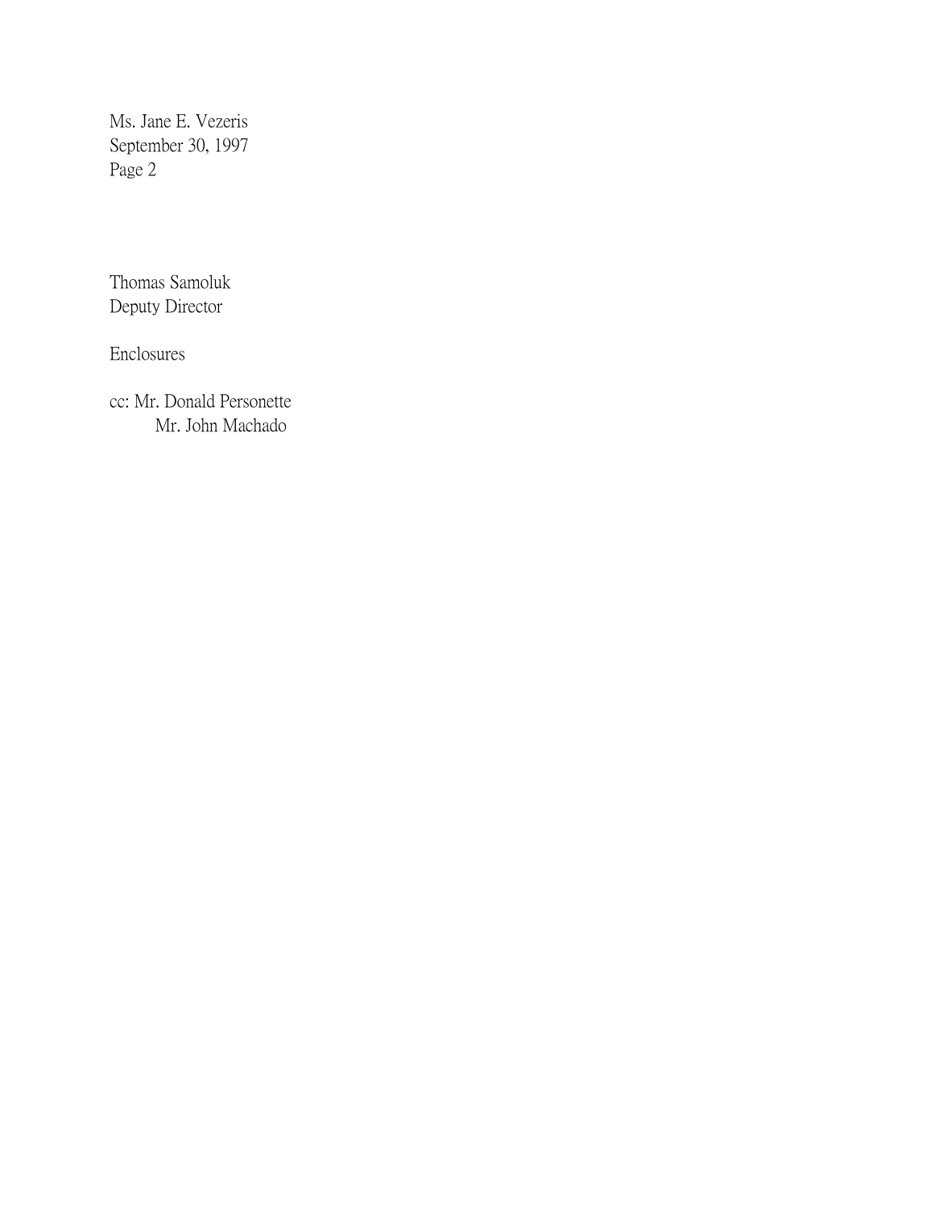Thomas Samoluk
Deputy Director

Enclosures

cc: Mr. Donald Personette
Mr. John Machado